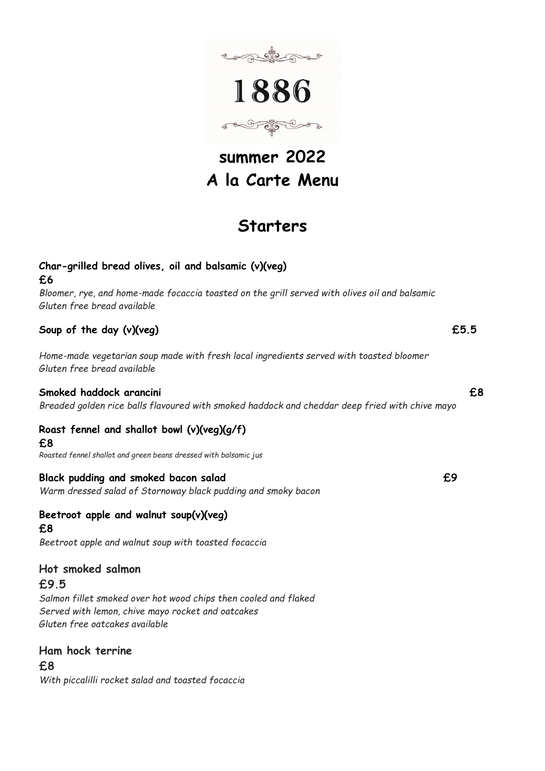# 1886

## summer 2022
## A la Carte Menu

## Starters

**Char-grilled bread olives, oil and balsamic (v)(veg)**
**£6**

*Bloomer, rye, and home-made focaccia toasted on the grill served with olives oil and balsamic*
*Gluten free bread available*

**Soup of the day (v)(veg)** **£5.5**

*Home-made vegetarian soup made with fresh local ingredients served with toasted bloomer*
*Gluten free bread available*

**Smoked haddock arancini** **£8**

*Breaded golden rice balls flavoured with smoked haddock and cheddar deep fried with chive mayo*

**Roast fennel and shallot bowl (v)(veg)(g/f)**
**£8**

*Roasted fennel shallot and green beans dressed with balsamic jus*

**Black pudding and smoked bacon salad** **£9**

*Warm dressed salad of Stornoway black pudding and smoky bacon*

**Beetroot apple and walnut soup(v)(veg)**
**£8**

*Beetroot apple and walnut soup with toasted focaccia*

**Hot smoked salmon**
**£9.5**

*Salmon fillet smoked over hot wood chips then cooled and flaked*
*Served with lemon, chive mayo rocket and oatcakes*
*Gluten free oatcakes available*

**Ham hock terrine**
**£8**

*With piccalilli rocket salad and toasted focaccia*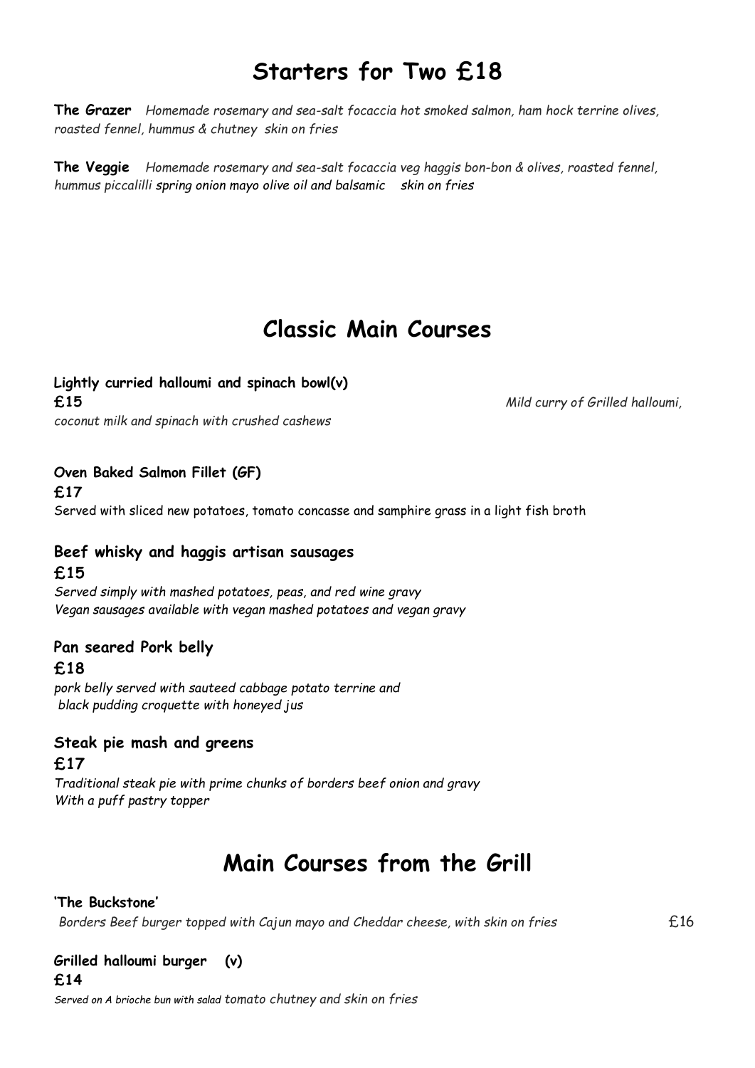# Starters for Two £18

**The Grazer** *Homemade rosemary and sea-salt focaccia hot smoked salmon, ham hock terrine olives, roasted fennel, hummus & chutney skin on fries*

**The Veggie** *Homemade rosemary and sea-salt focaccia veg haggis bon-bon & olives, roasted fennel, hummus piccalilli spring onion mayo olive oil and balsamic skin on fries*

# Classic Main Courses

**Lightly curried halloumi and spinach bowl(v)**
**£15** *Mild curry of Grilled halloumi, coconut milk and spinach with crushed cashews*

**Oven Baked Salmon Fillet (GF)**
**£17**
Served with sliced new potatoes, tomato concasse and samphire grass in a light fish broth

**Beef whisky and haggis artisan sausages**
**£15**
*Served simply with mashed potatoes, peas, and red wine gravy*
*Vegan sausages available with vegan mashed potatoes and vegan gravy*

**Pan seared Pork belly**
**£18**
*pork belly served with sauteed cabbage potato terrine and black pudding croquette with honeyed jus*

**Steak pie mash and greens**
**£17**
*Traditional steak pie with prime chunks of borders beef onion and gravy With a puff pastry topper*

# Main Courses from the Grill

**'The Buckstone'**
*Borders Beef burger topped with Cajun mayo and Cheddar cheese, with skin on fries* £16

**Grilled halloumi burger (v)**
**£14**
*Served on A brioche bun with salad tomato chutney and skin on fries*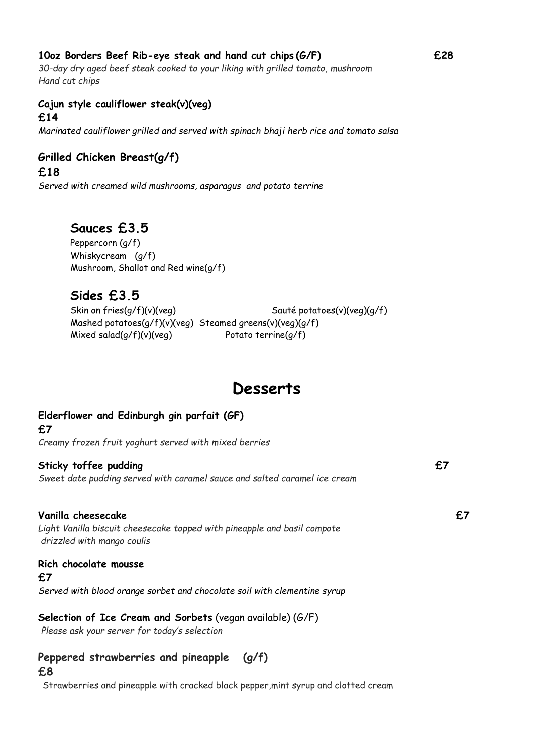**10oz Borders Beef Rib-eye steak and hand cut chips (G/F)** **£28**

*30-day dry aged beef steak cooked to your liking with grilled tomato, mushroom*
*Hand cut chips*

**Cajun style cauliflower steak(v)(veg)**
**£14**

*Marinated cauliflower grilled and served with spinach bhaji herb rice and tomato salsa*

**Grilled Chicken Breast(g/f)**
**£18**

*Served with creamed wild mushrooms, asparagus and potato terrine*

## Sauces £3.5

Peppercorn (g/f)
Whiskycream (g/f)
Mushroom, Shallot and Red wine(g/f)

## Sides £3.5

Skin on fries(g/f)(v)(veg)
Sauté potatoes(v)(veg)(g/f)
Mashed potatoes(g/f)(v)(veg)
Steamed greens(v)(veg)(g/f)
Mixed salad(g/f)(v)(veg)
Potato terrine(g/f)

# Desserts

**Elderflower and Edinburgh gin parfait (GF)**
**£7**

*Creamy frozen fruit yoghurt served with mixed berries*

**Sticky toffee pudding** **£7**

*Sweet date pudding served with caramel sauce and salted caramel ice cream*

**Vanilla cheesecake** **£7**

*Light Vanilla biscuit cheesecake topped with pineapple and basil compote drizzled with mango coulis*

**Rich chocolate mousse**
**£7**

*Served with blood orange sorbet and chocolate soil with clementine syrup*

**Selection of Ice Cream and Sorbets** (vegan available) (G/F)

*Please ask your server for today's selection*

**Peppered strawberries and pineapple (g/f)**
**£8**

Strawberries and pineapple with cracked black pepper,mint syrup and clotted cream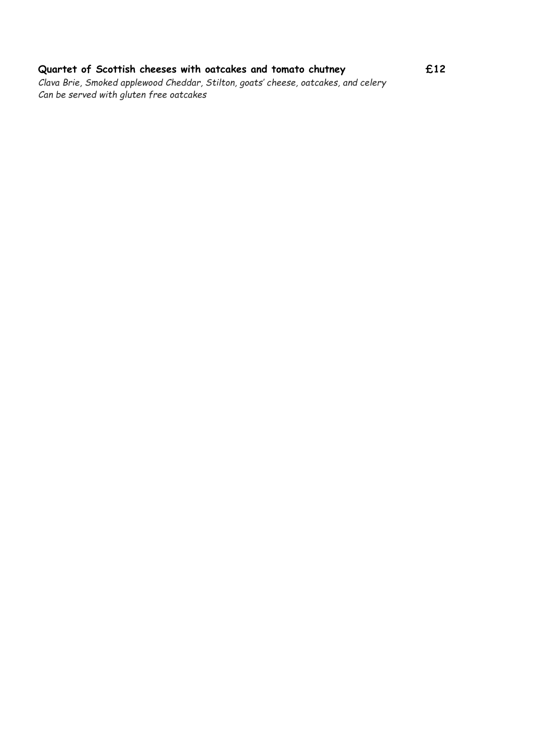**Quartet of Scottish cheeses with oatcakes and tomato chutney** **£12**

*Clava Brie, Smoked applewood Cheddar, Stilton, goats' cheese, oatcakes, and celery*
*Can be served with gluten free oatcakes*